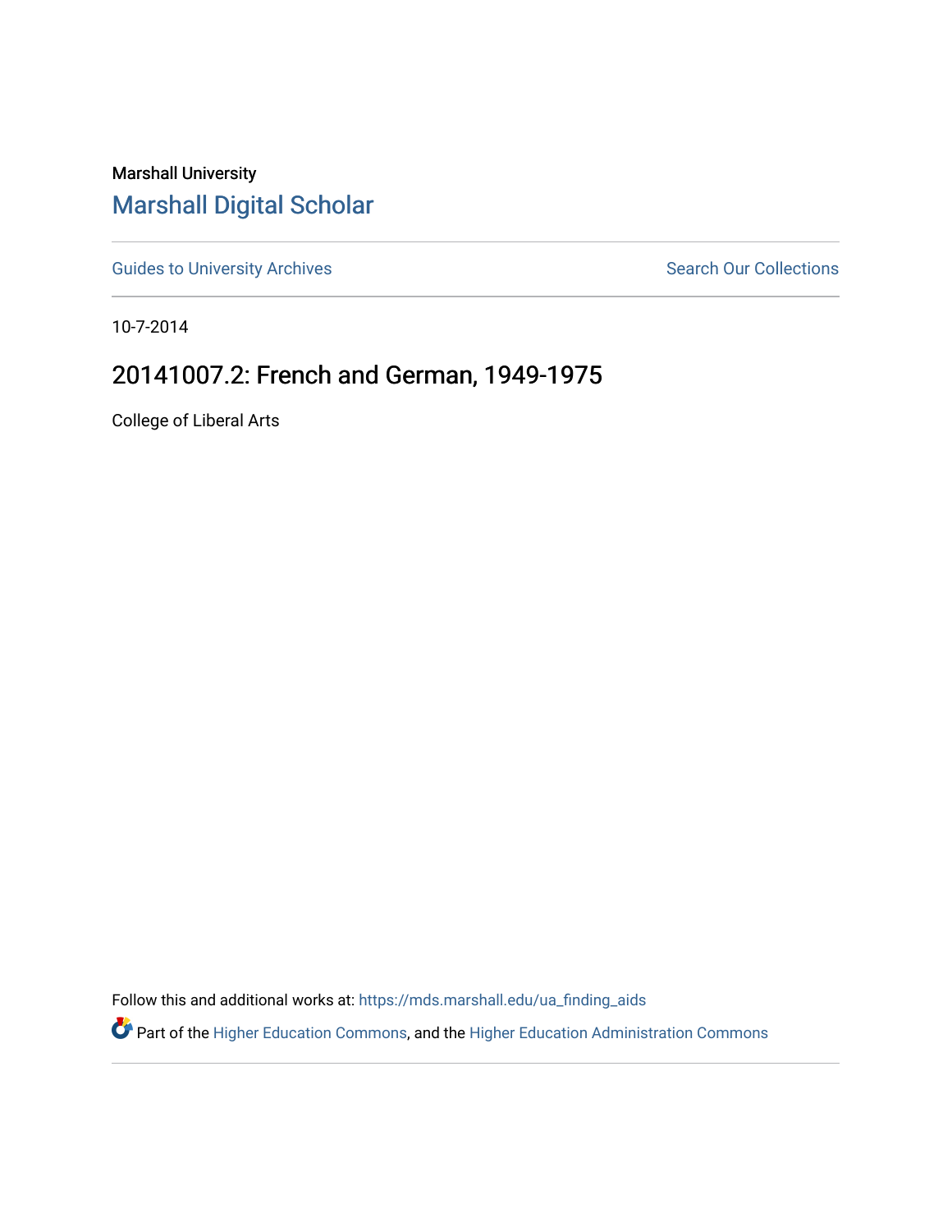Marshall University

# Marshall Digital Scholar

Guides to University Archives

Search Our Collections

10-7-2014

## 20141007.2: French and German, 1949-1975

College of Liberal Arts

Follow this and additional works at: https://mds.marshall.edu/ua_finding_aids

Part of the Higher Education Commons, and the Higher Education Administration Commons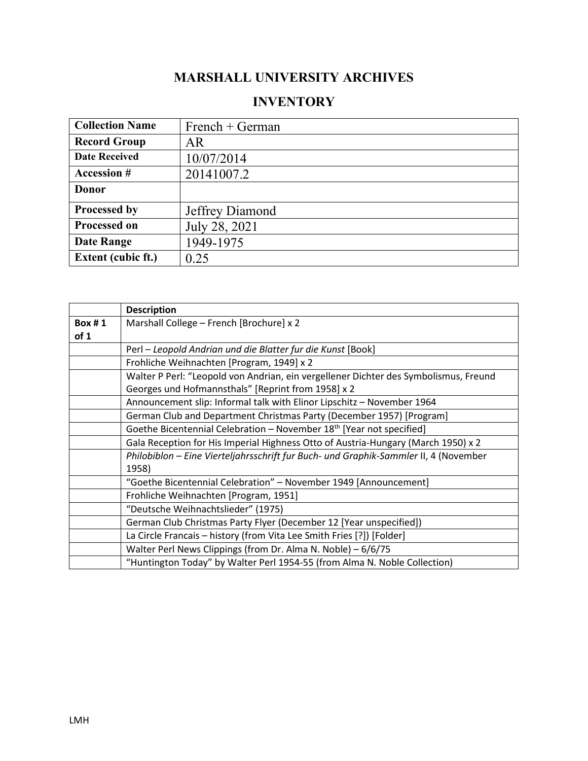# MARSHALL UNIVERSITY ARCHIVES

## INVENTORY

| | |
|---|---|
| **Collection Name** | French + German |
| **Record Group** | AR |
| **Date Received** | 10/07/2014 |
| **Accession #** | 20141007.2 |
| **Donor** | |
| **Processed by** | Jeffrey Diamond |
| **Processed on** | July 28, 2021 |
| **Date Range** | 1949-1975 |
| **Extent (cubic ft.)** | 0.25 |

| | **Description** |
|---|---|
| **Box # 1 of 1** | Marshall College – French [Brochure] x 2 |
| | Perl – *Leopold Andrian und die Blatter fur die Kunst* [Book] |
| | Frohliche Weihnachten [Program, 1949] x 2 |
| | Walter P Perl: "Leopold von Andrian, ein vergellener Dichter des Symbolismus, Freund Georges und Hofmannsthals" [Reprint from 1958] x 2 |
| | Announcement slip: Informal talk with Elinor Lipschitz – November 1964 |
| | German Club and Department Christmas Party (December 1957) [Program] |
| | Goethe Bicentennial Celebration – November 18th [Year not specified] |
| | Gala Reception for His Imperial Highness Otto of Austria-Hungary (March 1950) x 2 |
| | *Philobiblon – Eine Vierteljahrsschrift fur Buch- und Graphik-Sammler* II, 4 (November 1958) |
| | "Goethe Bicentennial Celebration" – November 1949 [Announcement] |
| | Frohliche Weihnachten [Program, 1951] |
| | "Deutsche Weihnachtslieder" (1975) |
| | German Club Christmas Party Flyer (December 12 [Year unspecified]) |
| | La Circle Francais – history (from Vita Lee Smith Fries [?]) [Folder] |
| | Walter Perl News Clippings (from Dr. Alma N. Noble) – 6/6/75 |
| | "Huntington Today" by Walter Perl 1954-55 (from Alma N. Noble Collection) |

LMH